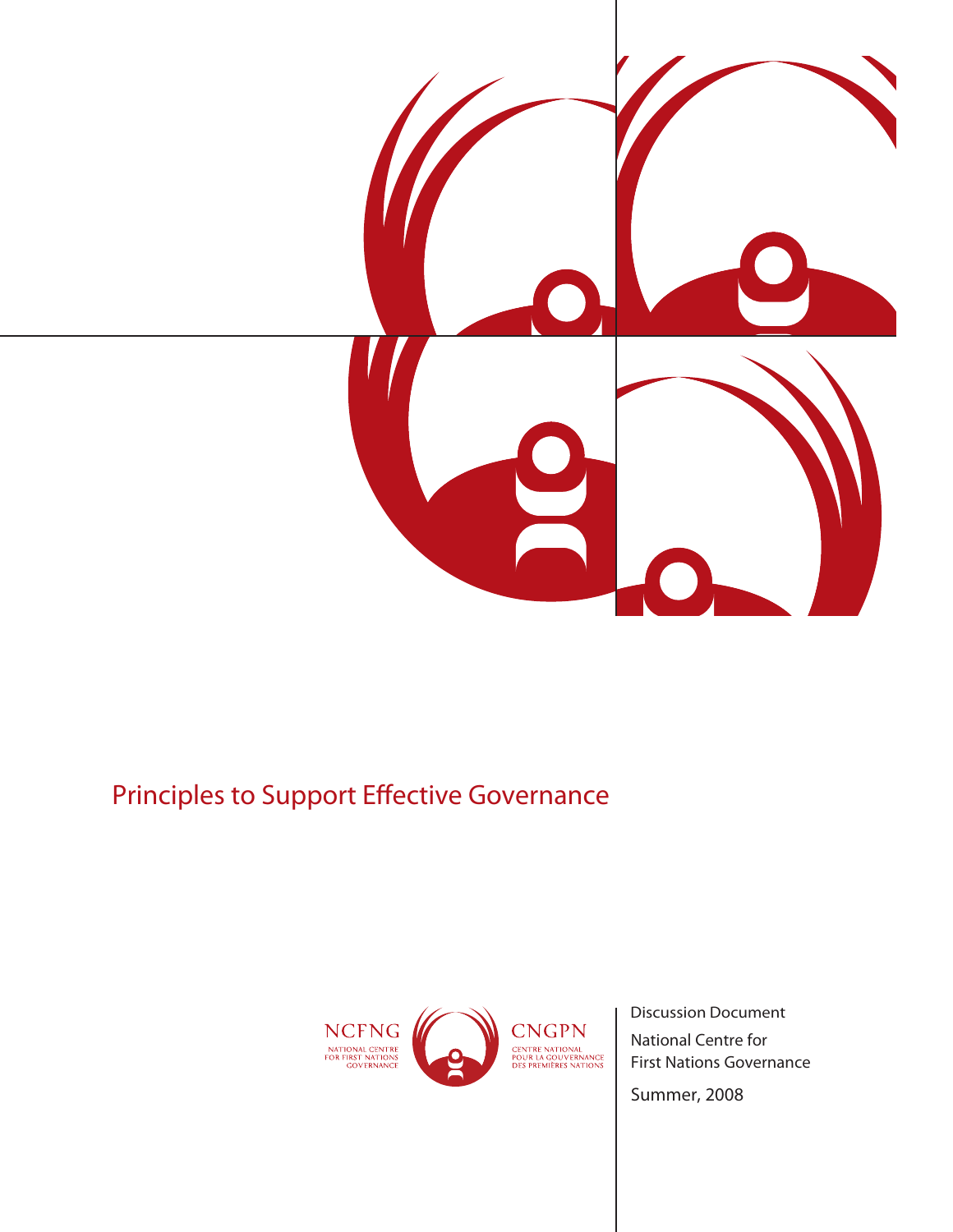# Principles to Support Effective Governance

NCFNG

NATIONAL CENTRE FOR FIRST NATIONS GOVERNANCE

CNGPN

CENTRE NATIONAL POUR LA GOUVERNANCE DES PREMIÈRES NATIONS

Discussion Document

National Centre for First Nations Governance

Summer, 2008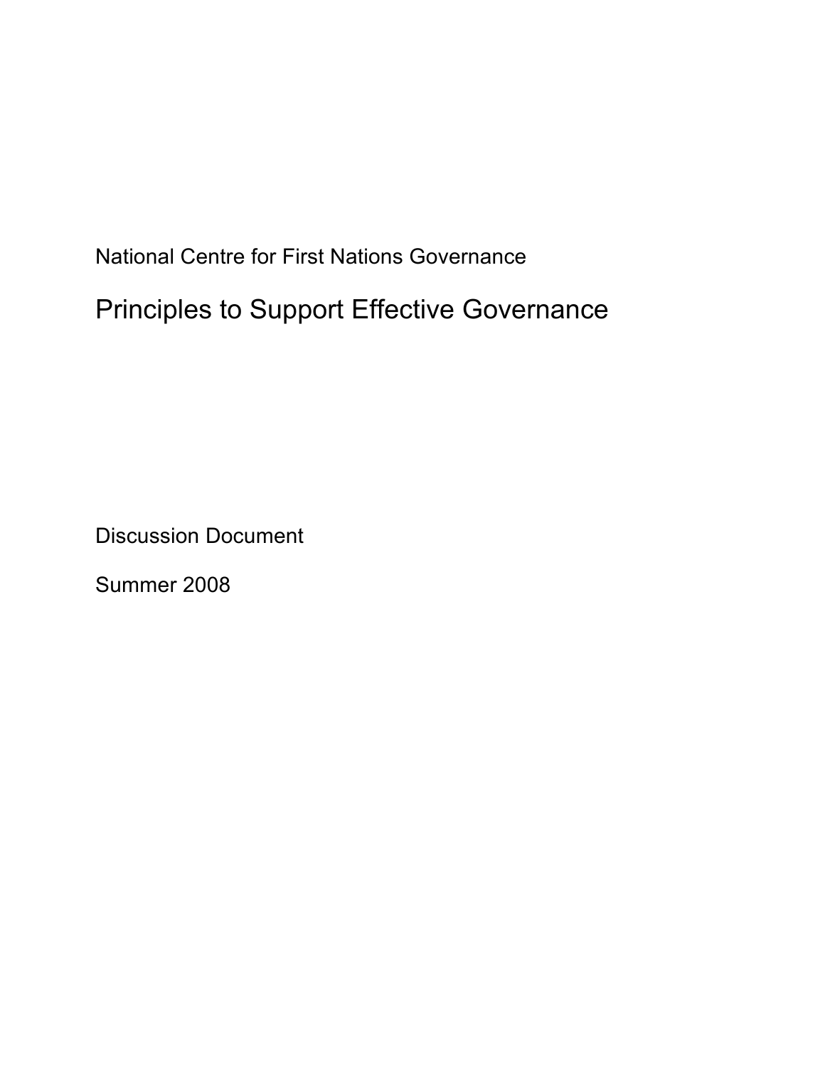National Centre for First Nations Governance

# Principles to Support Effective Governance

Discussion Document

Summer 2008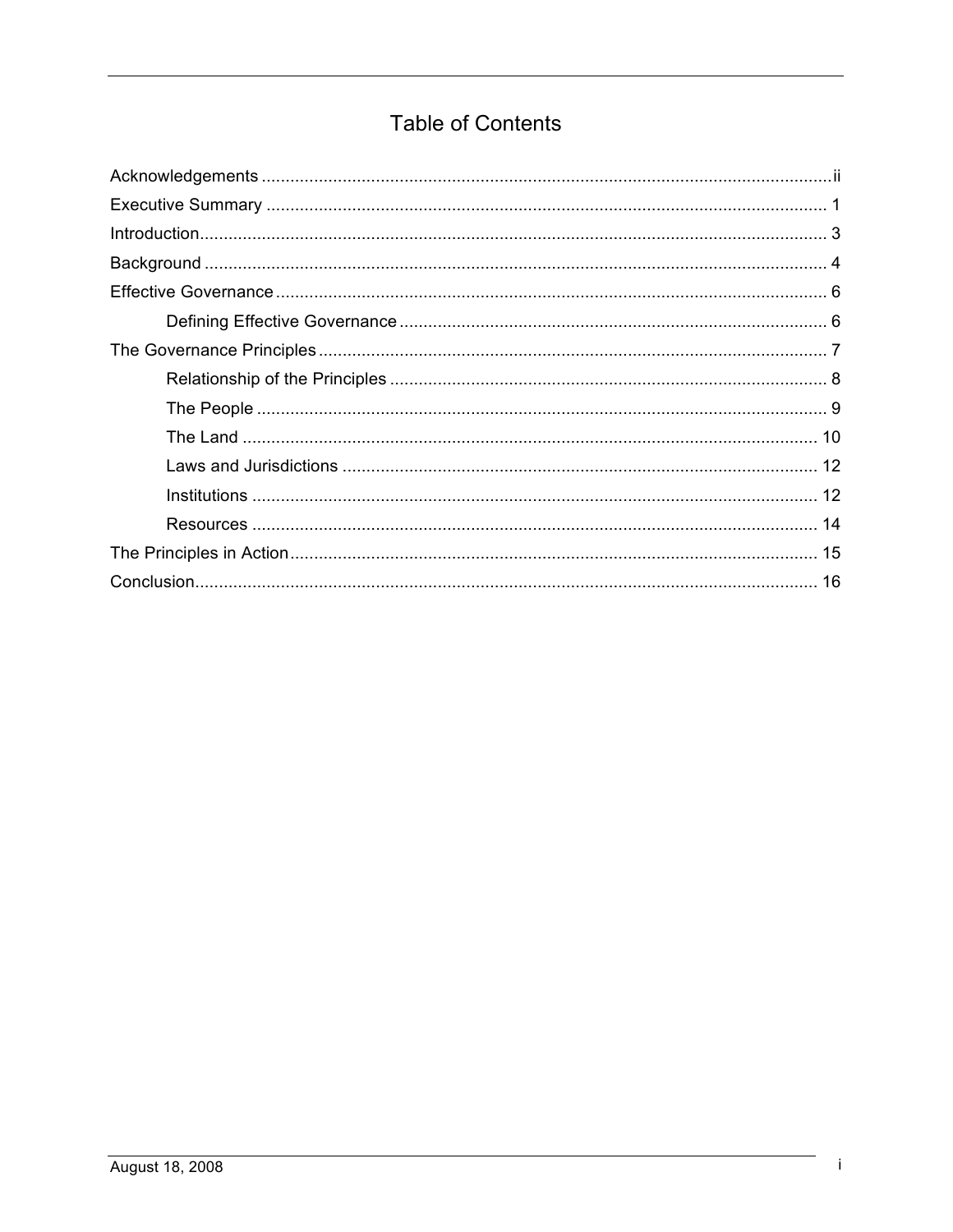# Table of Contents

Acknowledgements .......................................................................................................ii

Executive Summary ..................................................................................................... 1

Introduction................................................................................................................... 3

Background .................................................................................................................. 4

Effective Governance ................................................................................................... 6

  Defining Effective Governance ......................................................................... 6

The Governance Principles .......................................................................................... 7

  Relationship of the Principles ........................................................................... 8

  The People ....................................................................................................... 9

  The Land ........................................................................................................ 10

  Laws and Jurisdictions ................................................................................... 12

  Institutions ...................................................................................................... 12

  Resources ...................................................................................................... 14

The Principles in Action.............................................................................................. 15

Conclusion.................................................................................................................. 16

August 18, 2008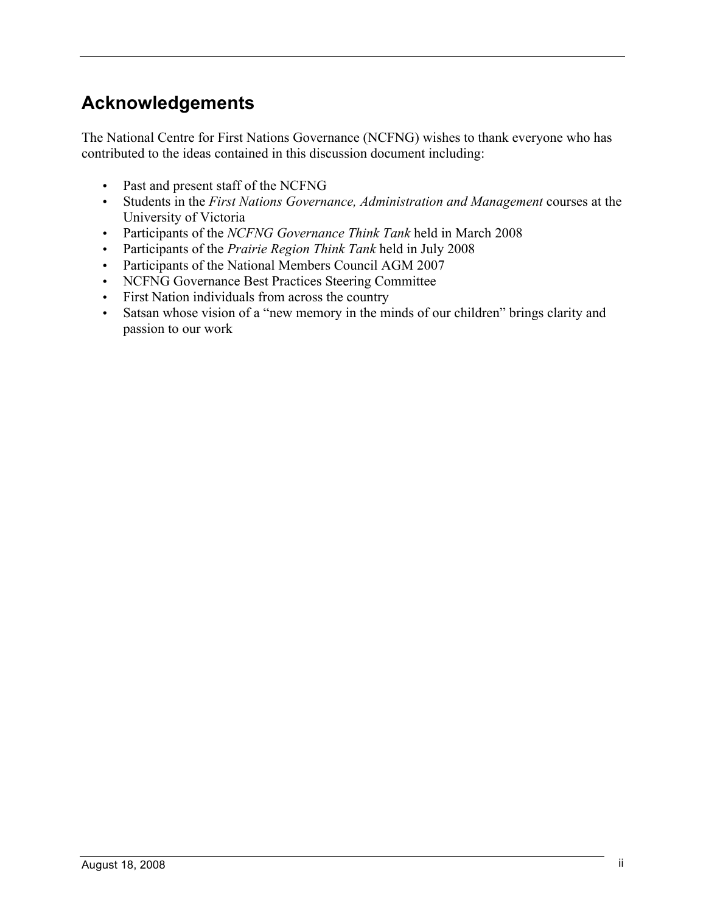## Acknowledgements

The National Centre for First Nations Governance (NCFNG) wishes to thank everyone who has contributed to the ideas contained in this discussion document including:

- Past and present staff of the NCFNG
- Students in the *First Nations Governance, Administration and Management* courses at the University of Victoria
- Participants of the *NCFNG Governance Think Tank* held in March 2008
- Participants of the *Prairie Region Think Tank* held in July 2008
- Participants of the National Members Council AGM 2007
- NCFNG Governance Best Practices Steering Committee
- First Nation individuals from across the country
- Satsan whose vision of a "new memory in the minds of our children" brings clarity and passion to our work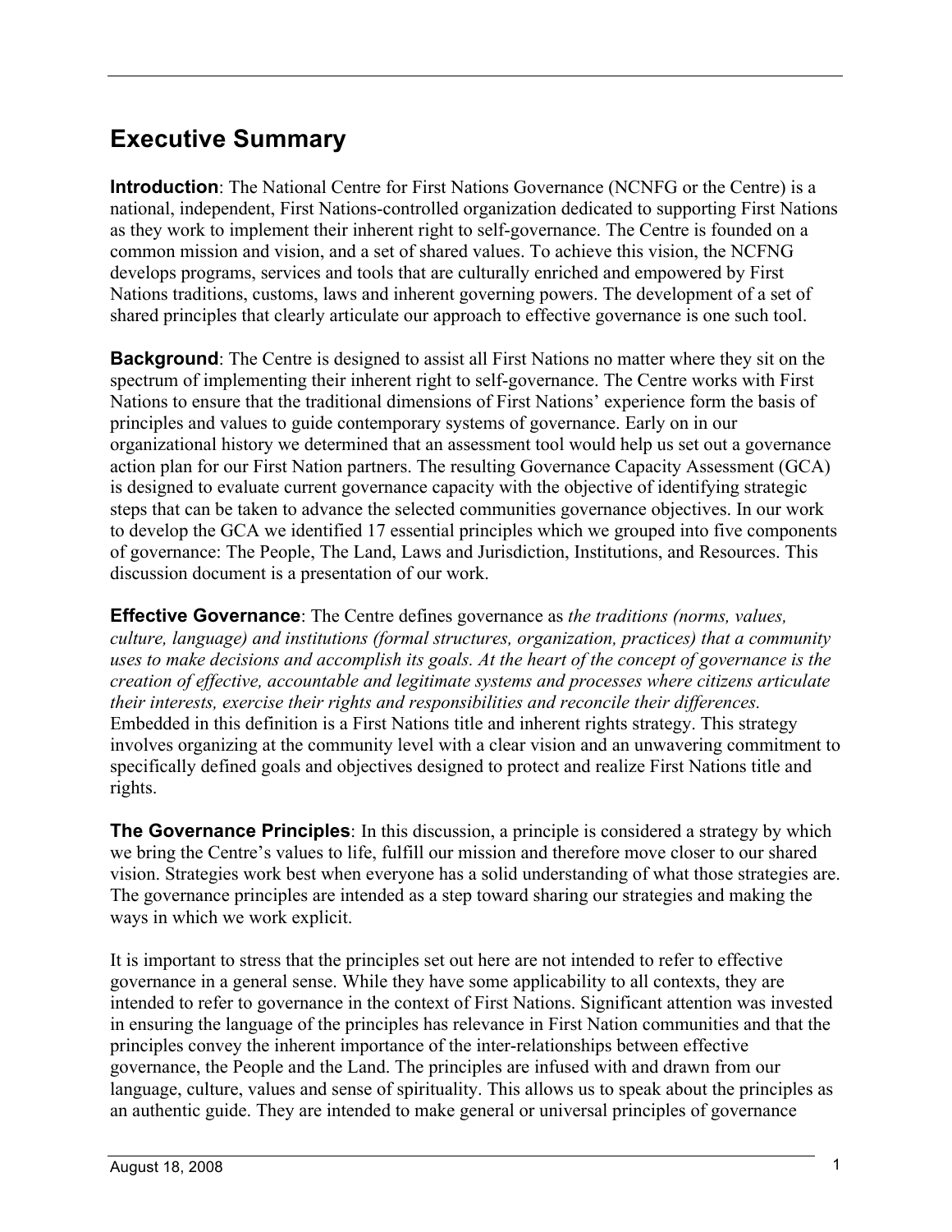# Executive Summary

**Introduction**: The National Centre for First Nations Governance (NCNFG or the Centre) is a national, independent, First Nations-controlled organization dedicated to supporting First Nations as they work to implement their inherent right to self-governance. The Centre is founded on a common mission and vision, and a set of shared values. To achieve this vision, the NCFNG develops programs, services and tools that are culturally enriched and empowered by First Nations traditions, customs, laws and inherent governing powers. The development of a set of shared principles that clearly articulate our approach to effective governance is one such tool.

**Background**: The Centre is designed to assist all First Nations no matter where they sit on the spectrum of implementing their inherent right to self-governance. The Centre works with First Nations to ensure that the traditional dimensions of First Nations' experience form the basis of principles and values to guide contemporary systems of governance. Early on in our organizational history we determined that an assessment tool would help us set out a governance action plan for our First Nation partners. The resulting Governance Capacity Assessment (GCA) is designed to evaluate current governance capacity with the objective of identifying strategic steps that can be taken to advance the selected communities governance objectives. In our work to develop the GCA we identified 17 essential principles which we grouped into five components of governance: The People, The Land, Laws and Jurisdiction, Institutions, and Resources. This discussion document is a presentation of our work.

**Effective Governance**: The Centre defines governance as *the traditions (norms, values, culture, language) and institutions (formal structures, organization, practices) that a community uses to make decisions and accomplish its goals. At the heart of the concept of governance is the creation of effective, accountable and legitimate systems and processes where citizens articulate their interests, exercise their rights and responsibilities and reconcile their differences.* Embedded in this definition is a First Nations title and inherent rights strategy. This strategy involves organizing at the community level with a clear vision and an unwavering commitment to specifically defined goals and objectives designed to protect and realize First Nations title and rights.

**The Governance Principles**: In this discussion, a principle is considered a strategy by which we bring the Centre's values to life, fulfill our mission and therefore move closer to our shared vision. Strategies work best when everyone has a solid understanding of what those strategies are. The governance principles are intended as a step toward sharing our strategies and making the ways in which we work explicit.

It is important to stress that the principles set out here are not intended to refer to effective governance in a general sense. While they have some applicability to all contexts, they are intended to refer to governance in the context of First Nations. Significant attention was invested in ensuring the language of the principles has relevance in First Nation communities and that the principles convey the inherent importance of the inter-relationships between effective governance, the People and the Land. The principles are infused with and drawn from our language, culture, values and sense of spirituality. This allows us to speak about the principles as an authentic guide. They are intended to make general or universal principles of governance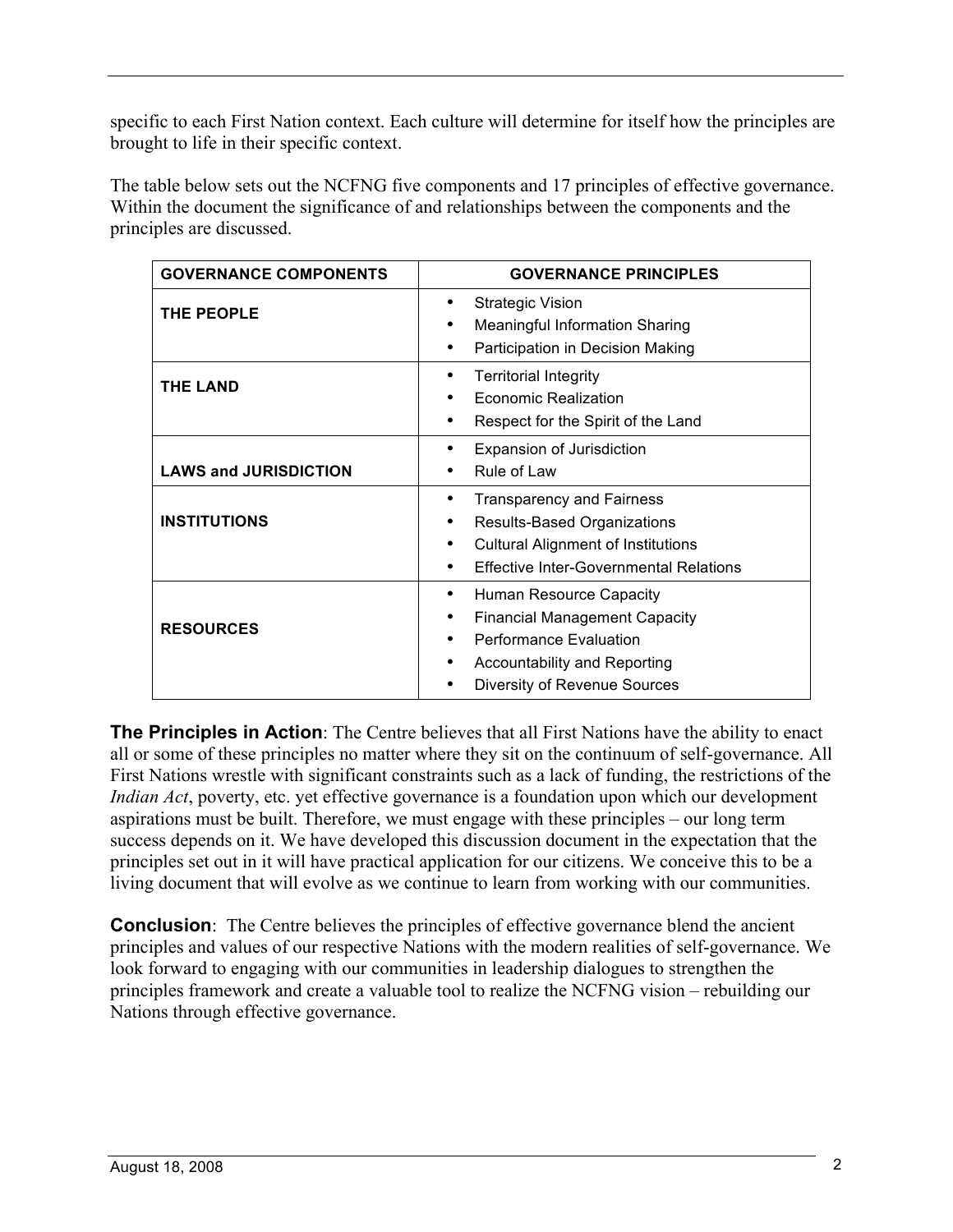specific to each First Nation context. Each culture will determine for itself how the principles are brought to life in their specific context.

The table below sets out the NCFNG five components and 17 principles of effective governance. Within the document the significance of and relationships between the components and the principles are discussed.

| GOVERNANCE COMPONENTS | GOVERNANCE PRINCIPLES |
|---|---|
| **THE PEOPLE** | • Strategic Vision<br>• Meaningful Information Sharing<br>• Participation in Decision Making |
| **THE LAND** | • Territorial Integrity<br>• Economic Realization<br>• Respect for the Spirit of the Land |
| **LAWS and JURISDICTION** | • Expansion of Jurisdiction<br>• Rule of Law |
| **INSTITUTIONS** | • Transparency and Fairness<br>• Results-Based Organizations<br>• Cultural Alignment of Institutions<br>• Effective Inter-Governmental Relations |
| **RESOURCES** | • Human Resource Capacity<br>• Financial Management Capacity<br>• Performance Evaluation<br>• Accountability and Reporting<br>• Diversity of Revenue Sources |

**The Principles in Action**: The Centre believes that all First Nations have the ability to enact all or some of these principles no matter where they sit on the continuum of self-governance. All First Nations wrestle with significant constraints such as a lack of funding, the restrictions of the *Indian Act*, poverty, etc. yet effective governance is a foundation upon which our development aspirations must be built. Therefore, we must engage with these principles – our long term success depends on it. We have developed this discussion document in the expectation that the principles set out in it will have practical application for our citizens. We conceive this to be a living document that will evolve as we continue to learn from working with our communities.

**Conclusion**: The Centre believes the principles of effective governance blend the ancient principles and values of our respective Nations with the modern realities of self-governance. We look forward to engaging with our communities in leadership dialogues to strengthen the principles framework and create a valuable tool to realize the NCFNG vision – rebuilding our Nations through effective governance.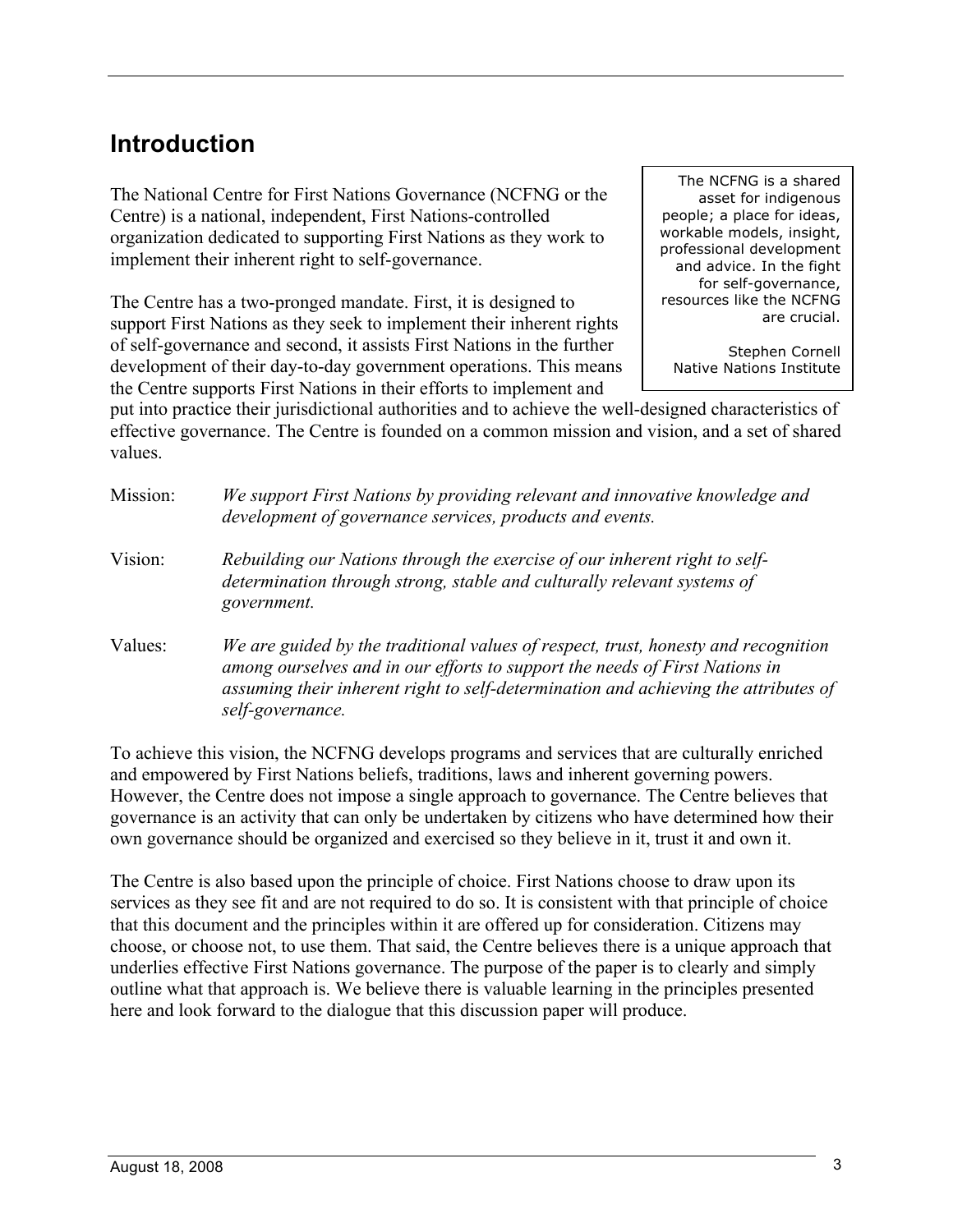## Introduction

The National Centre for First Nations Governance (NCFNG or the Centre) is a national, independent, First Nations-controlled organization dedicated to supporting First Nations as they work to implement their inherent right to self-governance.

> The NCFNG is a shared asset for indigenous people; a place for ideas, workable models, insight, professional development and advice. In the fight for self-governance, resources like the NCFNG are crucial.
>
> Stephen Cornell
> Native Nations Institute

The Centre has a two-pronged mandate. First, it is designed to support First Nations as they seek to implement their inherent rights of self-governance and second, it assists First Nations in the further development of their day-to-day government operations. This means the Centre supports First Nations in their efforts to implement and put into practice their jurisdictional authorities and to achieve the well-designed characteristics of effective governance. The Centre is founded on a common mission and vision, and a set of shared values.

Mission: *We support First Nations by providing relevant and innovative knowledge and development of governance services, products and events.*

Vision: *Rebuilding our Nations through the exercise of our inherent right to self-determination through strong, stable and culturally relevant systems of government.*

Values: *We are guided by the traditional values of respect, trust, honesty and recognition among ourselves and in our efforts to support the needs of First Nations in assuming their inherent right to self-determination and achieving the attributes of self-governance.*

To achieve this vision, the NCFNG develops programs and services that are culturally enriched and empowered by First Nations beliefs, traditions, laws and inherent governing powers. However, the Centre does not impose a single approach to governance. The Centre believes that governance is an activity that can only be undertaken by citizens who have determined how their own governance should be organized and exercised so they believe in it, trust it and own it.

The Centre is also based upon the principle of choice. First Nations choose to draw upon its services as they see fit and are not required to do so. It is consistent with that principle of choice that this document and the principles within it are offered up for consideration. Citizens may choose, or choose not, to use them. That said, the Centre believes there is a unique approach that underlies effective First Nations governance. The purpose of the paper is to clearly and simply outline what that approach is. We believe there is valuable learning in the principles presented here and look forward to the dialogue that this discussion paper will produce.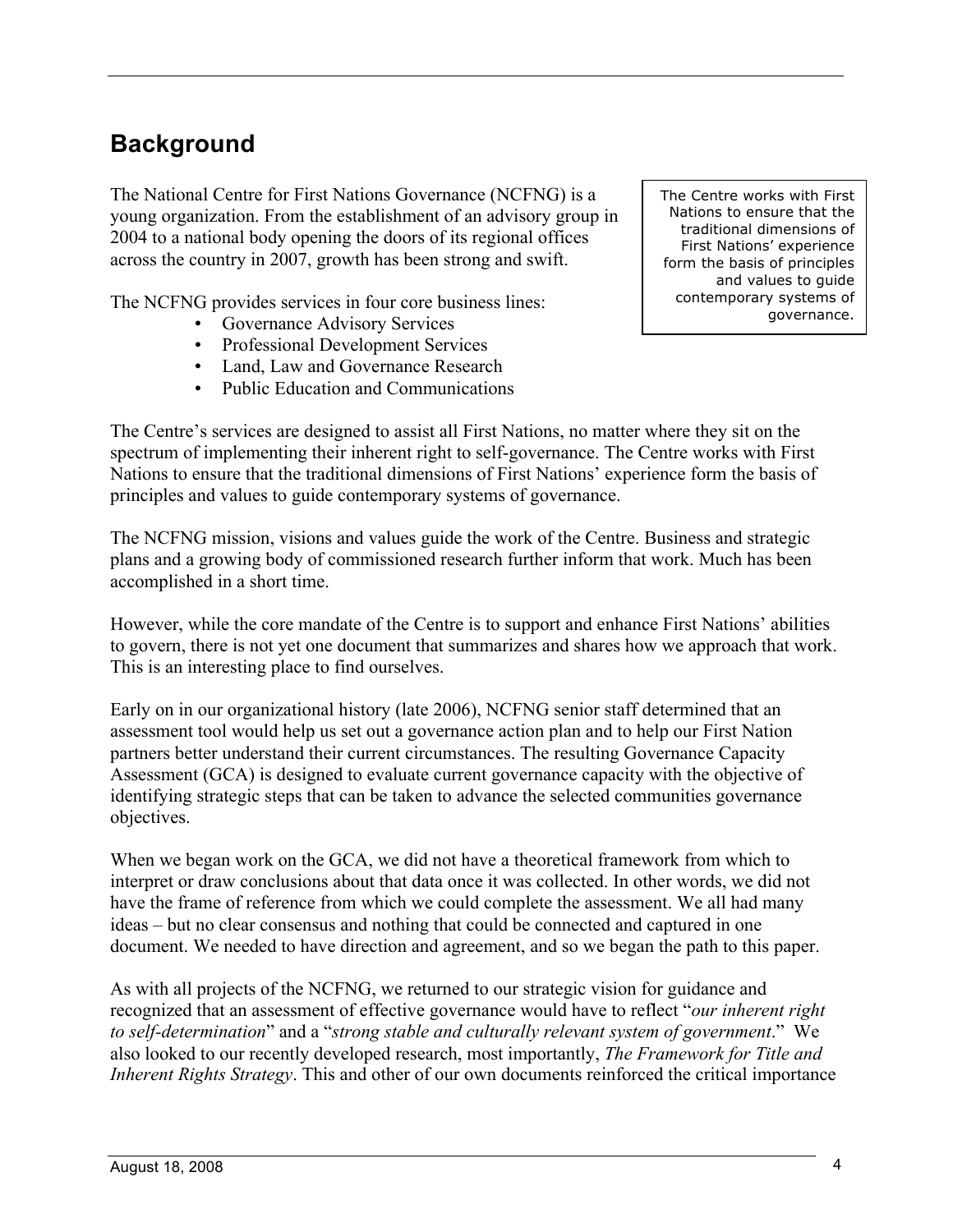## Background

The National Centre for First Nations Governance (NCFNG) is a young organization. From the establishment of an advisory group in 2004 to a national body opening the doors of its regional offices across the country in 2007, growth has been strong and swift.

> The Centre works with First Nations to ensure that the traditional dimensions of First Nations' experience form the basis of principles and values to guide contemporary systems of governance.

The NCFNG provides services in four core business lines:

- Governance Advisory Services
- Professional Development Services
- Land, Law and Governance Research
- Public Education and Communications

The Centre's services are designed to assist all First Nations, no matter where they sit on the spectrum of implementing their inherent right to self-governance. The Centre works with First Nations to ensure that the traditional dimensions of First Nations' experience form the basis of principles and values to guide contemporary systems of governance.

The NCFNG mission, visions and values guide the work of the Centre. Business and strategic plans and a growing body of commissioned research further inform that work. Much has been accomplished in a short time.

However, while the core mandate of the Centre is to support and enhance First Nations' abilities to govern, there is not yet one document that summarizes and shares how we approach that work. This is an interesting place to find ourselves.

Early on in our organizational history (late 2006), NCFNG senior staff determined that an assessment tool would help us set out a governance action plan and to help our First Nation partners better understand their current circumstances. The resulting Governance Capacity Assessment (GCA) is designed to evaluate current governance capacity with the objective of identifying strategic steps that can be taken to advance the selected communities governance objectives.

When we began work on the GCA, we did not have a theoretical framework from which to interpret or draw conclusions about that data once it was collected. In other words, we did not have the frame of reference from which we could complete the assessment. We all had many ideas – but no clear consensus and nothing that could be connected and captured in one document. We needed to have direction and agreement, and so we began the path to this paper.

As with all projects of the NCFNG, we returned to our strategic vision for guidance and recognized that an assessment of effective governance would have to reflect "*our inherent right to self-determination*" and a "*strong stable and culturally relevant system of government*." We also looked to our recently developed research, most importantly, *The Framework for Title and Inherent Rights Strategy*. This and other of our own documents reinforced the critical importance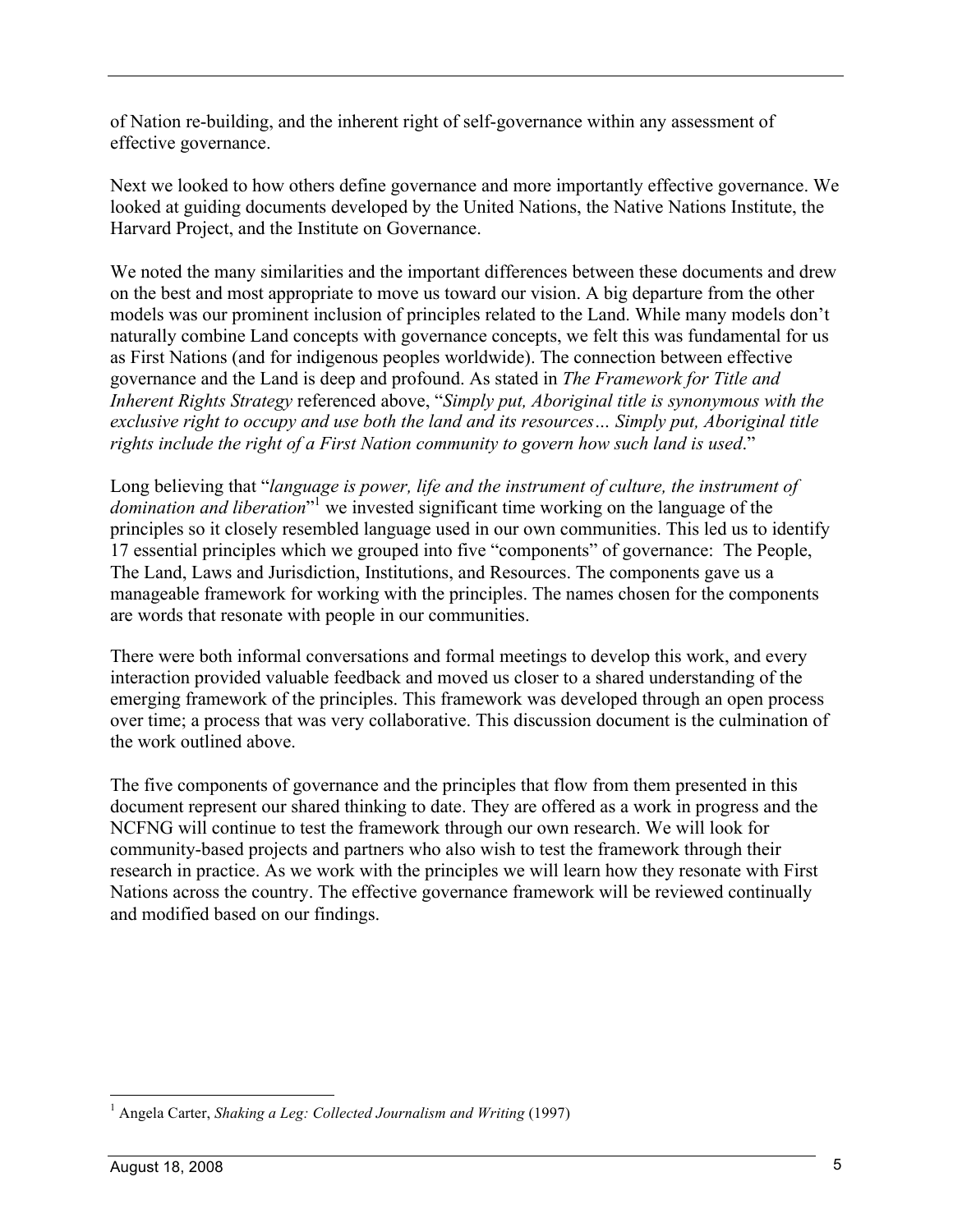of Nation re-building, and the inherent right of self-governance within any assessment of effective governance.

Next we looked to how others define governance and more importantly effective governance. We looked at guiding documents developed by the United Nations, the Native Nations Institute, the Harvard Project, and the Institute on Governance.

We noted the many similarities and the important differences between these documents and drew on the best and most appropriate to move us toward our vision. A big departure from the other models was our prominent inclusion of principles related to the Land. While many models don't naturally combine Land concepts with governance concepts, we felt this was fundamental for us as First Nations (and for indigenous peoples worldwide). The connection between effective governance and the Land is deep and profound. As stated in *The Framework for Title and Inherent Rights Strategy* referenced above, "*Simply put, Aboriginal title is synonymous with the exclusive right to occupy and use both the land and its resources… Simply put, Aboriginal title rights include the right of a First Nation community to govern how such land is used*."

Long believing that "*language is power, life and the instrument of culture, the instrument of domination and liberation*"[1] we invested significant time working on the language of the principles so it closely resembled language used in our own communities. This led us to identify 17 essential principles which we grouped into five "components" of governance: The People, The Land, Laws and Jurisdiction, Institutions, and Resources. The components gave us a manageable framework for working with the principles. The names chosen for the components are words that resonate with people in our communities.

There were both informal conversations and formal meetings to develop this work, and every interaction provided valuable feedback and moved us closer to a shared understanding of the emerging framework of the principles. This framework was developed through an open process over time; a process that was very collaborative. This discussion document is the culmination of the work outlined above.

The five components of governance and the principles that flow from them presented in this document represent our shared thinking to date. They are offered as a work in progress and the NCFNG will continue to test the framework through our own research. We will look for community-based projects and partners who also wish to test the framework through their research in practice. As we work with the principles we will learn how they resonate with First Nations across the country. The effective governance framework will be reviewed continually and modified based on our findings.

[1] Angela Carter, *Shaking a Leg: Collected Journalism and Writing* (1997)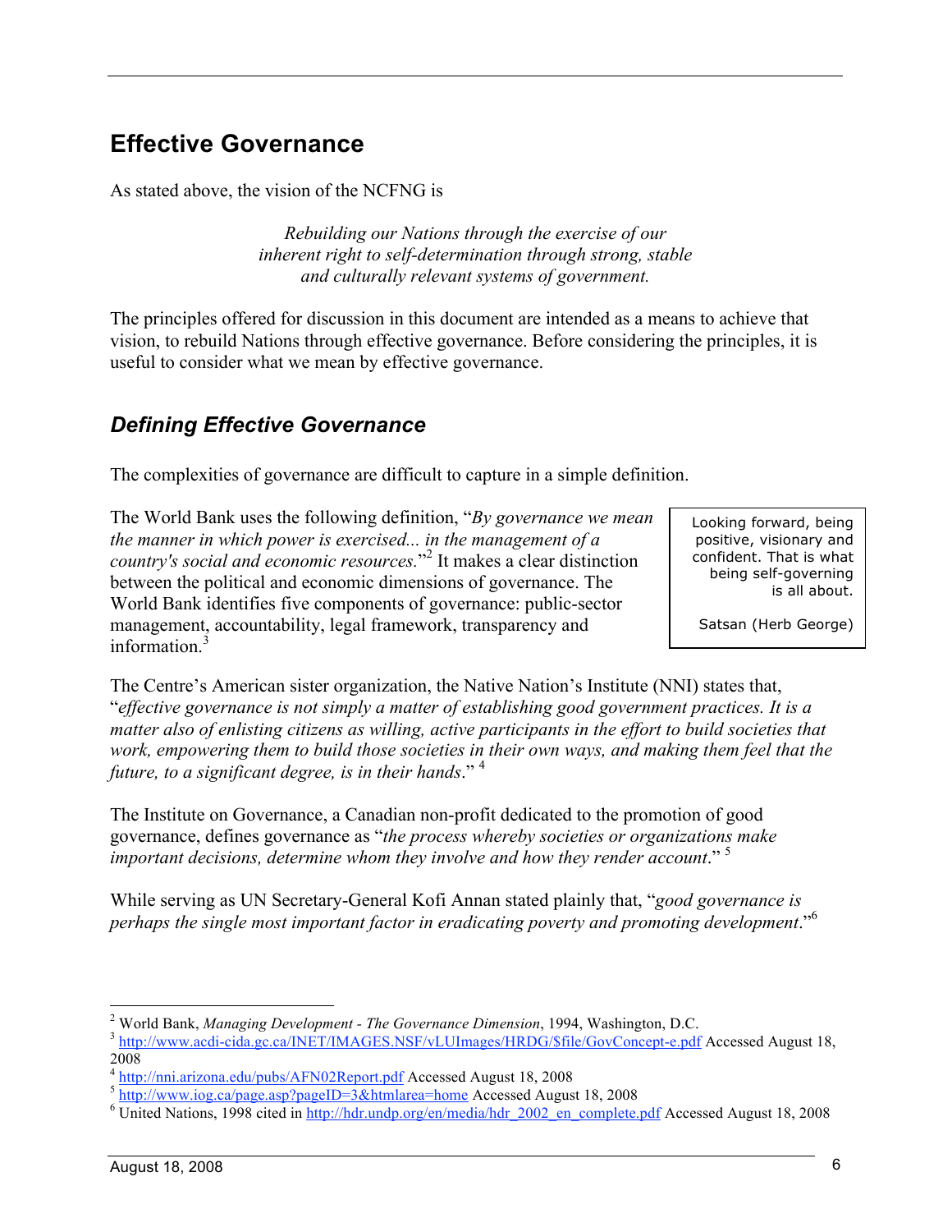## Effective Governance

As stated above, the vision of the NCFNG is

> *Rebuilding our Nations through the exercise of our inherent right to self-determination through strong, stable and culturally relevant systems of government.*

The principles offered for discussion in this document are intended as a means to achieve that vision, to rebuild Nations through effective governance. Before considering the principles, it is useful to consider what we mean by effective governance.

### *Defining Effective Governance*

The complexities of governance are difficult to capture in a simple definition.

The World Bank uses the following definition, "*By governance we mean the manner in which power is exercised... in the management of a country's social and economic resources.*"[2] It makes a clear distinction between the political and economic dimensions of governance. The World Bank identifies five components of governance: public-sector management, accountability, legal framework, transparency and information.[3]

> Looking forward, being positive, visionary and confident. That is what being self-governing is all about.
>
> Satsan (Herb George)

The Centre's American sister organization, the Native Nation's Institute (NNI) states that, "*effective governance is not simply a matter of establishing good government practices. It is a matter also of enlisting citizens as willing, active participants in the effort to build societies that work, empowering them to build those societies in their own ways, and making them feel that the future, to a significant degree, is in their hands*." [4]

The Institute on Governance, a Canadian non-profit dedicated to the promotion of good governance, defines governance as "*the process whereby societies or organizations make important decisions, determine whom they involve and how they render account*." [5]

While serving as UN Secretary-General Kofi Annan stated plainly that, "*good governance is perhaps the single most important factor in eradicating poverty and promoting development*."[6]

---

[2] World Bank, *Managing Development - The Governance Dimension*, 1994, Washington, D.C.

[3] http://www.acdi-cida.gc.ca/INET/IMAGES.NSF/vLUImages/HRDG/$file/GovConcept-e.pdf Accessed August 18, 2008

[4] http://nni.arizona.edu/pubs/AFN02Report.pdf Accessed August 18, 2008

[5] http://www.iog.ca/page.asp?pageID=3&htmlarea=home Accessed August 18, 2008

[6] United Nations, 1998 cited in http://hdr.undp.org/en/media/hdr_2002_en_complete.pdf Accessed August 18, 2008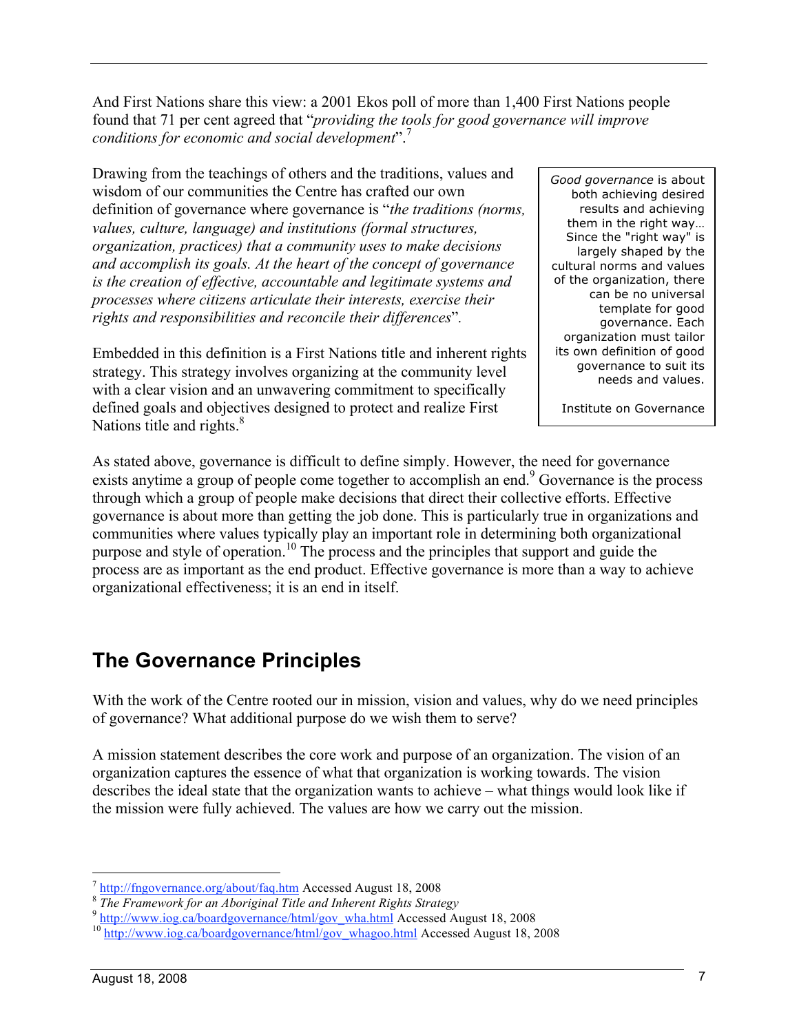And First Nations share this view: a 2001 Ekos poll of more than 1,400 First Nations people found that 71 per cent agreed that "*providing the tools for good governance will improve conditions for economic and social development*".[7]

Drawing from the teachings of others and the traditions, values and wisdom of our communities the Centre has crafted our own definition of governance where governance is "*the traditions (norms, values, culture, language) and institutions (formal structures, organization, practices) that a community uses to make decisions and accomplish its goals. At the heart of the concept of governance is the creation of effective, accountable and legitimate systems and processes where citizens articulate their interests, exercise their rights and responsibilities and reconcile their differences*".

Embedded in this definition is a First Nations title and inherent rights strategy. This strategy involves organizing at the community level with a clear vision and an unwavering commitment to specifically defined goals and objectives designed to protect and realize First Nations title and rights.[8]

> *Good governance* is about both achieving desired results and achieving them in the right way… Since the "right way" is largely shaped by the cultural norms and values of the organization, there can be no universal template for good governance. Each organization must tailor its own definition of good governance to suit its needs and values.
>
> Institute on Governance

As stated above, governance is difficult to define simply. However, the need for governance exists anytime a group of people come together to accomplish an end.[9] Governance is the process through which a group of people make decisions that direct their collective efforts. Effective governance is about more than getting the job done. This is particularly true in organizations and communities where values typically play an important role in determining both organizational purpose and style of operation.[10] The process and the principles that support and guide the process are as important as the end product. Effective governance is more than a way to achieve organizational effectiveness; it is an end in itself.

## The Governance Principles

With the work of the Centre rooted our in mission, vision and values, why do we need principles of governance? What additional purpose do we wish them to serve?

A mission statement describes the core work and purpose of an organization. The vision of an organization captures the essence of what that organization is working towards. The vision describes the ideal state that the organization wants to achieve – what things would look like if the mission were fully achieved. The values are how we carry out the mission.

---

[7] http://fngovernance.org/about/faq.htm Accessed August 18, 2008
[8] *The Framework for an Aboriginal Title and Inherent Rights Strategy*
[9] http://www.iog.ca/boardgovernance/html/gov_wha.html Accessed August 18, 2008
[10] http://www.iog.ca/boardgovernance/html/gov_whagoo.html Accessed August 18, 2008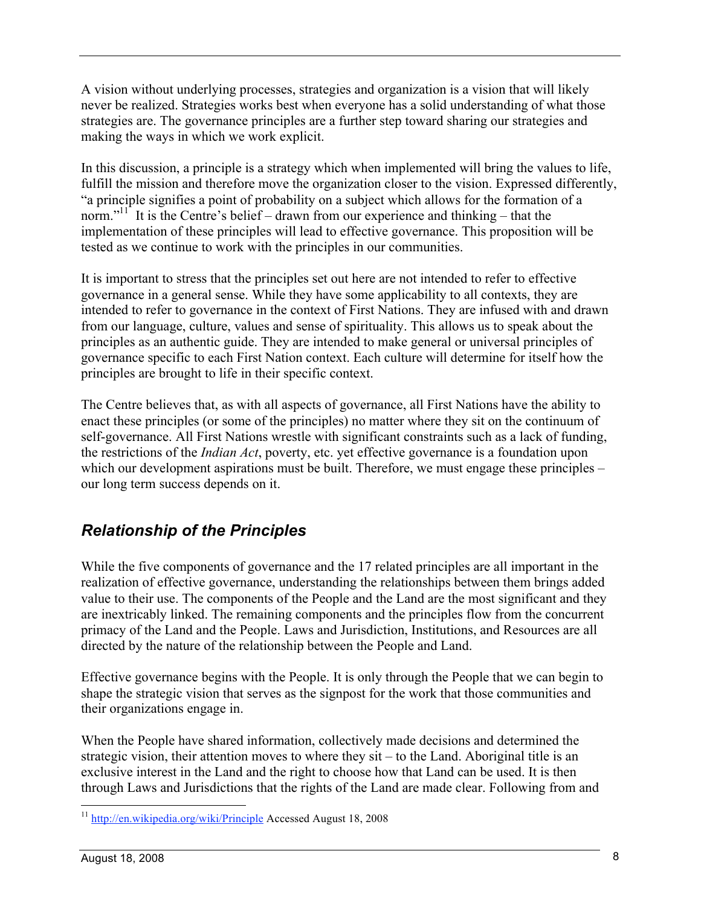A vision without underlying processes, strategies and organization is a vision that will likely never be realized. Strategies works best when everyone has a solid understanding of what those strategies are. The governance principles are a further step toward sharing our strategies and making the ways in which we work explicit.

In this discussion, a principle is a strategy which when implemented will bring the values to life, fulfill the mission and therefore move the organization closer to the vision. Expressed differently, "a principle signifies a point of probability on a subject which allows for the formation of a norm."[11] It is the Centre's belief – drawn from our experience and thinking – that the implementation of these principles will lead to effective governance. This proposition will be tested as we continue to work with the principles in our communities.

It is important to stress that the principles set out here are not intended to refer to effective governance in a general sense. While they have some applicability to all contexts, they are intended to refer to governance in the context of First Nations. They are infused with and drawn from our language, culture, values and sense of spirituality. This allows us to speak about the principles as an authentic guide. They are intended to make general or universal principles of governance specific to each First Nation context. Each culture will determine for itself how the principles are brought to life in their specific context.

The Centre believes that, as with all aspects of governance, all First Nations have the ability to enact these principles (or some of the principles) no matter where they sit on the continuum of self-governance. All First Nations wrestle with significant constraints such as a lack of funding, the restrictions of the *Indian Act*, poverty, etc. yet effective governance is a foundation upon which our development aspirations must be built. Therefore, we must engage these principles – our long term success depends on it.

## *Relationship of the Principles*

While the five components of governance and the 17 related principles are all important in the realization of effective governance, understanding the relationships between them brings added value to their use. The components of the People and the Land are the most significant and they are inextricably linked. The remaining components and the principles flow from the concurrent primacy of the Land and the People. Laws and Jurisdiction, Institutions, and Resources are all directed by the nature of the relationship between the People and Land.

Effective governance begins with the People. It is only through the People that we can begin to shape the strategic vision that serves as the signpost for the work that those communities and their organizations engage in.

When the People have shared information, collectively made decisions and determined the strategic vision, their attention moves to where they sit – to the Land. Aboriginal title is an exclusive interest in the Land and the right to choose how that Land can be used. It is then through Laws and Jurisdictions that the rights of the Land are made clear. Following from and

[11] http://en.wikipedia.org/wiki/Principle Accessed August 18, 2008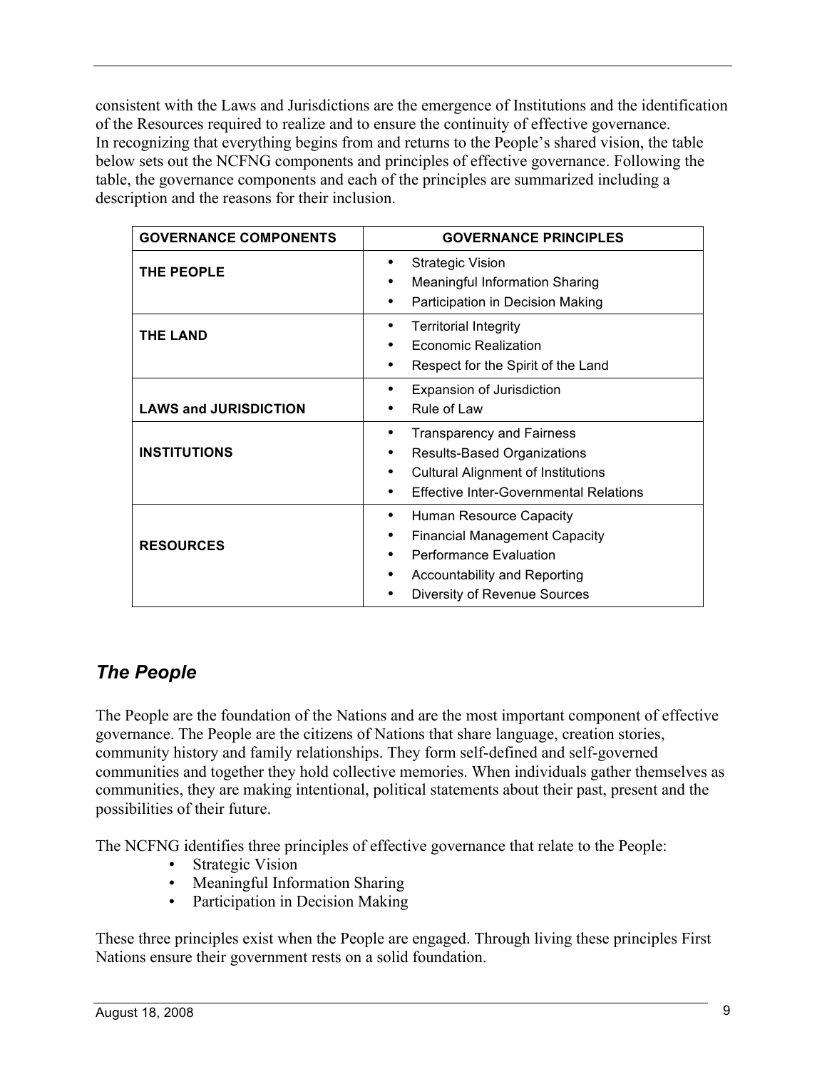consistent with the Laws and Jurisdictions are the emergence of Institutions and the identification of the Resources required to realize and to ensure the continuity of effective governance.
In recognizing that everything begins from and returns to the People's shared vision, the table below sets out the NCFNG components and principles of effective governance. Following the table, the governance components and each of the principles are summarized including a description and the reasons for their inclusion.

| GOVERNANCE COMPONENTS | GOVERNANCE PRINCIPLES |
|---|---|
| **THE PEOPLE** | • Strategic Vision<br>• Meaningful Information Sharing<br>• Participation in Decision Making |
| **THE LAND** | • Territorial Integrity<br>• Economic Realization<br>• Respect for the Spirit of the Land |
| **LAWS and JURISDICTION** | • Expansion of Jurisdiction<br>• Rule of Law |
| **INSTITUTIONS** | • Transparency and Fairness<br>• Results-Based Organizations<br>• Cultural Alignment of Institutions<br>• Effective Inter-Governmental Relations |
| **RESOURCES** | • Human Resource Capacity<br>• Financial Management Capacity<br>• Performance Evaluation<br>• Accountability and Reporting<br>• Diversity of Revenue Sources |

## *The People*

The People are the foundation of the Nations and are the most important component of effective governance. The People are the citizens of Nations that share language, creation stories, community history and family relationships. They form self-defined and self-governed communities and together they hold collective memories. When individuals gather themselves as communities, they are making intentional, political statements about their past, present and the possibilities of their future.

The NCFNG identifies three principles of effective governance that relate to the People:

- Strategic Vision
- Meaningful Information Sharing
- Participation in Decision Making

These three principles exist when the People are engaged. Through living these principles First Nations ensure their government rests on a solid foundation.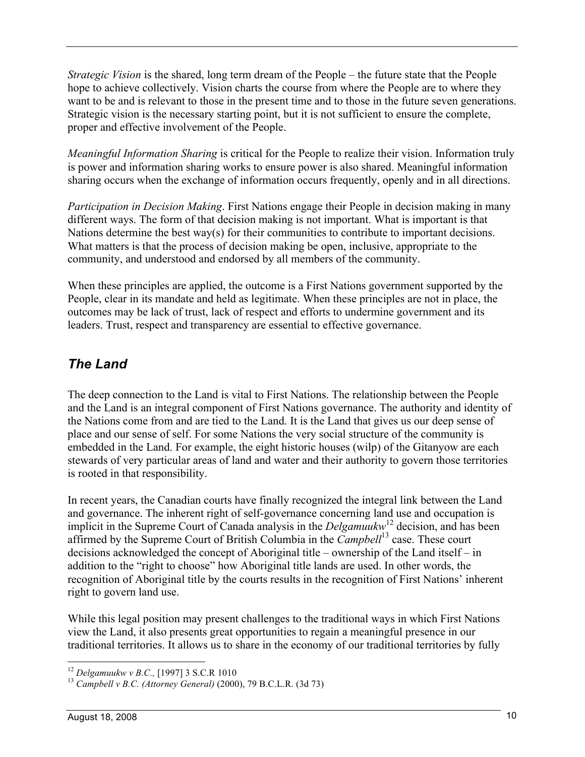*Strategic Vision* is the shared, long term dream of the People – the future state that the People hope to achieve collectively. Vision charts the course from where the People are to where they want to be and is relevant to those in the present time and to those in the future seven generations. Strategic vision is the necessary starting point, but it is not sufficient to ensure the complete, proper and effective involvement of the People.

*Meaningful Information Sharing* is critical for the People to realize their vision. Information truly is power and information sharing works to ensure power is also shared. Meaningful information sharing occurs when the exchange of information occurs frequently, openly and in all directions.

*Participation in Decision Making*. First Nations engage their People in decision making in many different ways. The form of that decision making is not important. What is important is that Nations determine the best way(s) for their communities to contribute to important decisions. What matters is that the process of decision making be open, inclusive, appropriate to the community, and understood and endorsed by all members of the community.

When these principles are applied, the outcome is a First Nations government supported by the People, clear in its mandate and held as legitimate. When these principles are not in place, the outcomes may be lack of trust, lack of respect and efforts to undermine government and its leaders. Trust, respect and transparency are essential to effective governance.

## *The Land*

The deep connection to the Land is vital to First Nations. The relationship between the People and the Land is an integral component of First Nations governance. The authority and identity of the Nations come from and are tied to the Land. It is the Land that gives us our deep sense of place and our sense of self. For some Nations the very social structure of the community is embedded in the Land. For example, the eight historic houses (wilp) of the Gitanyow are each stewards of very particular areas of land and water and their authority to govern those territories is rooted in that responsibility.

In recent years, the Canadian courts have finally recognized the integral link between the Land and governance. The inherent right of self-governance concerning land use and occupation is implicit in the Supreme Court of Canada analysis in the *Delgamuukw*[12] decision, and has been affirmed by the Supreme Court of British Columbia in the *Campbell*[13] case. These court decisions acknowledged the concept of Aboriginal title – ownership of the Land itself – in addition to the "right to choose" how Aboriginal title lands are used. In other words, the recognition of Aboriginal title by the courts results in the recognition of First Nations' inherent right to govern land use.

While this legal position may present challenges to the traditional ways in which First Nations view the Land, it also presents great opportunities to regain a meaningful presence in our traditional territories. It allows us to share in the economy of our traditional territories by fully

---

[12] *Delgamuukw v B.C.,* [1997] 3 S.C.R 1010

[13] *Campbell v B.C. (Attorney General)* (2000), 79 B.C.L.R. (3d 73)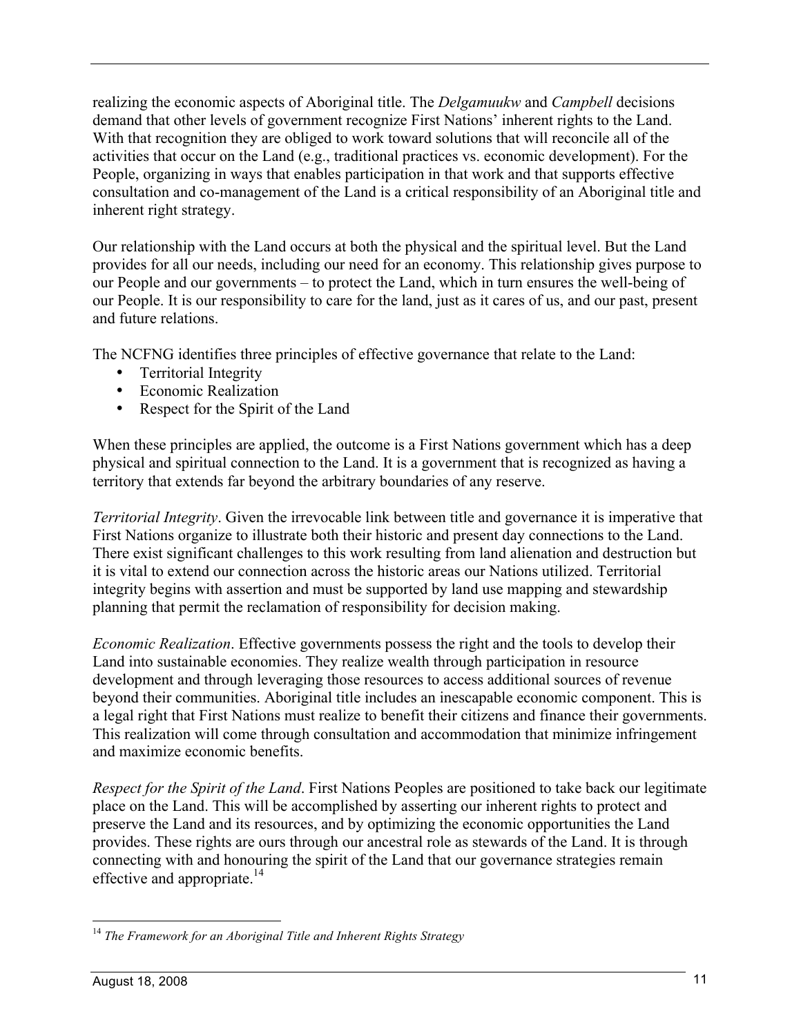realizing the economic aspects of Aboriginal title. The *Delgamuukw* and *Campbell* decisions demand that other levels of government recognize First Nations' inherent rights to the Land. With that recognition they are obliged to work toward solutions that will reconcile all of the activities that occur on the Land (e.g., traditional practices vs. economic development). For the People, organizing in ways that enables participation in that work and that supports effective consultation and co-management of the Land is a critical responsibility of an Aboriginal title and inherent right strategy.

Our relationship with the Land occurs at both the physical and the spiritual level. But the Land provides for all our needs, including our need for an economy. This relationship gives purpose to our People and our governments – to protect the Land, which in turn ensures the well-being of our People. It is our responsibility to care for the land, just as it cares of us, and our past, present and future relations.

The NCFNG identifies three principles of effective governance that relate to the Land:

- Territorial Integrity
- Economic Realization
- Respect for the Spirit of the Land

When these principles are applied, the outcome is a First Nations government which has a deep physical and spiritual connection to the Land. It is a government that is recognized as having a territory that extends far beyond the arbitrary boundaries of any reserve.

*Territorial Integrity*. Given the irrevocable link between title and governance it is imperative that First Nations organize to illustrate both their historic and present day connections to the Land. There exist significant challenges to this work resulting from land alienation and destruction but it is vital to extend our connection across the historic areas our Nations utilized. Territorial integrity begins with assertion and must be supported by land use mapping and stewardship planning that permit the reclamation of responsibility for decision making.

*Economic Realization*. Effective governments possess the right and the tools to develop their Land into sustainable economies. They realize wealth through participation in resource development and through leveraging those resources to access additional sources of revenue beyond their communities. Aboriginal title includes an inescapable economic component. This is a legal right that First Nations must realize to benefit their citizens and finance their governments. This realization will come through consultation and accommodation that minimize infringement and maximize economic benefits.

*Respect for the Spirit of the Land*. First Nations Peoples are positioned to take back our legitimate place on the Land. This will be accomplished by asserting our inherent rights to protect and preserve the Land and its resources, and by optimizing the economic opportunities the Land provides. These rights are ours through our ancestral role as stewards of the Land. It is through connecting with and honouring the spirit of the Land that our governance strategies remain effective and appropriate.[14]

---

[14] *The Framework for an Aboriginal Title and Inherent Rights Strategy*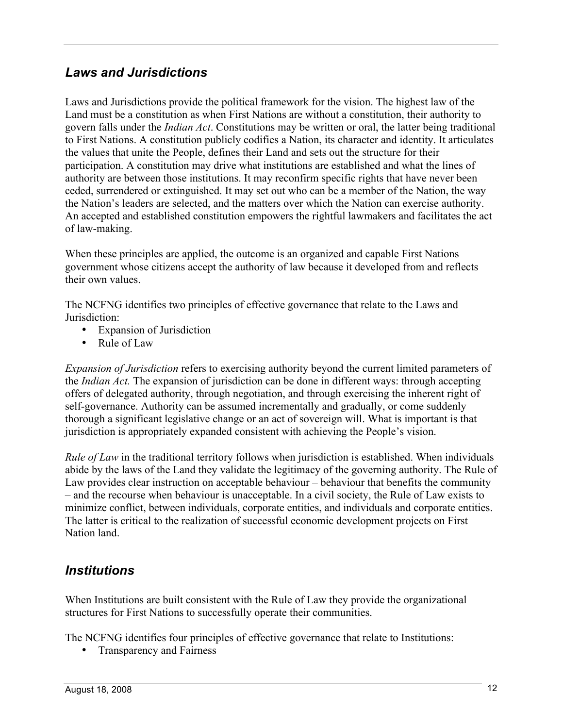## *Laws and Jurisdictions*

Laws and Jurisdictions provide the political framework for the vision. The highest law of the Land must be a constitution as when First Nations are without a constitution, their authority to govern falls under the *Indian Act*. Constitutions may be written or oral, the latter being traditional to First Nations. A constitution publicly codifies a Nation, its character and identity. It articulates the values that unite the People, defines their Land and sets out the structure for their participation. A constitution may drive what institutions are established and what the lines of authority are between those institutions. It may reconfirm specific rights that have never been ceded, surrendered or extinguished. It may set out who can be a member of the Nation, the way the Nation's leaders are selected, and the matters over which the Nation can exercise authority. An accepted and established constitution empowers the rightful lawmakers and facilitates the act of law-making.

When these principles are applied, the outcome is an organized and capable First Nations government whose citizens accept the authority of law because it developed from and reflects their own values.

The NCFNG identifies two principles of effective governance that relate to the Laws and Jurisdiction:

- Expansion of Jurisdiction
- Rule of Law

*Expansion of Jurisdiction* refers to exercising authority beyond the current limited parameters of the *Indian Act.* The expansion of jurisdiction can be done in different ways: through accepting offers of delegated authority, through negotiation, and through exercising the inherent right of self-governance. Authority can be assumed incrementally and gradually, or come suddenly thorough a significant legislative change or an act of sovereign will. What is important is that jurisdiction is appropriately expanded consistent with achieving the People's vision.

*Rule of Law* in the traditional territory follows when jurisdiction is established. When individuals abide by the laws of the Land they validate the legitimacy of the governing authority. The Rule of Law provides clear instruction on acceptable behaviour – behaviour that benefits the community – and the recourse when behaviour is unacceptable. In a civil society, the Rule of Law exists to minimize conflict, between individuals, corporate entities, and individuals and corporate entities. The latter is critical to the realization of successful economic development projects on First Nation land.

## *Institutions*

When Institutions are built consistent with the Rule of Law they provide the organizational structures for First Nations to successfully operate their communities.

The NCFNG identifies four principles of effective governance that relate to Institutions:

- Transparency and Fairness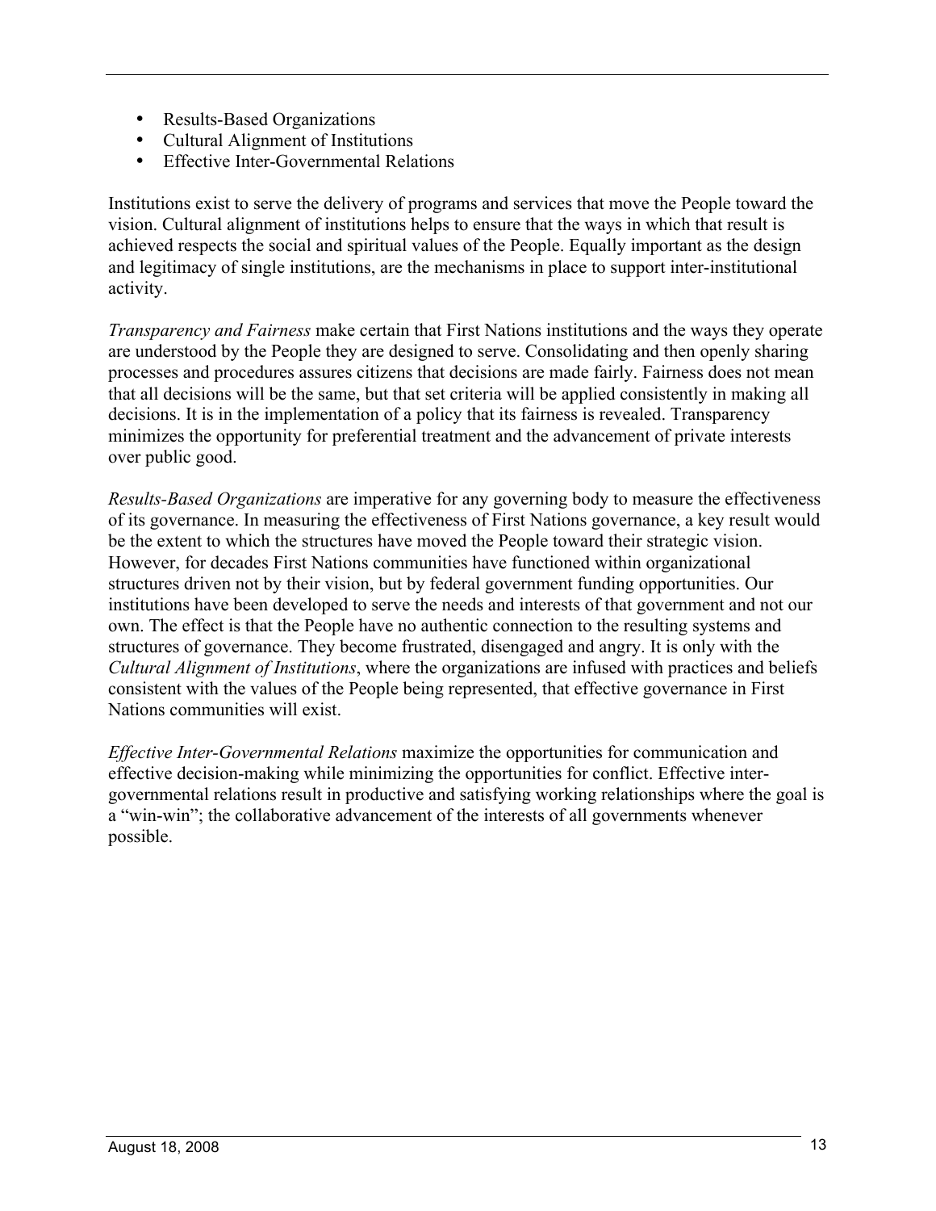- Results-Based Organizations
- Cultural Alignment of Institutions
- Effective Inter-Governmental Relations

Institutions exist to serve the delivery of programs and services that move the People toward the vision. Cultural alignment of institutions helps to ensure that the ways in which that result is achieved respects the social and spiritual values of the People. Equally important as the design and legitimacy of single institutions, are the mechanisms in place to support inter-institutional activity.

*Transparency and Fairness* make certain that First Nations institutions and the ways they operate are understood by the People they are designed to serve. Consolidating and then openly sharing processes and procedures assures citizens that decisions are made fairly. Fairness does not mean that all decisions will be the same, but that set criteria will be applied consistently in making all decisions. It is in the implementation of a policy that its fairness is revealed. Transparency minimizes the opportunity for preferential treatment and the advancement of private interests over public good.

*Results-Based Organizations* are imperative for any governing body to measure the effectiveness of its governance. In measuring the effectiveness of First Nations governance, a key result would be the extent to which the structures have moved the People toward their strategic vision. However, for decades First Nations communities have functioned within organizational structures driven not by their vision, but by federal government funding opportunities. Our institutions have been developed to serve the needs and interests of that government and not our own. The effect is that the People have no authentic connection to the resulting systems and structures of governance. They become frustrated, disengaged and angry. It is only with the *Cultural Alignment of Institutions*, where the organizations are infused with practices and beliefs consistent with the values of the People being represented, that effective governance in First Nations communities will exist.

*Effective Inter-Governmental Relations* maximize the opportunities for communication and effective decision-making while minimizing the opportunities for conflict. Effective inter-governmental relations result in productive and satisfying working relationships where the goal is a "win-win"; the collaborative advancement of the interests of all governments whenever possible.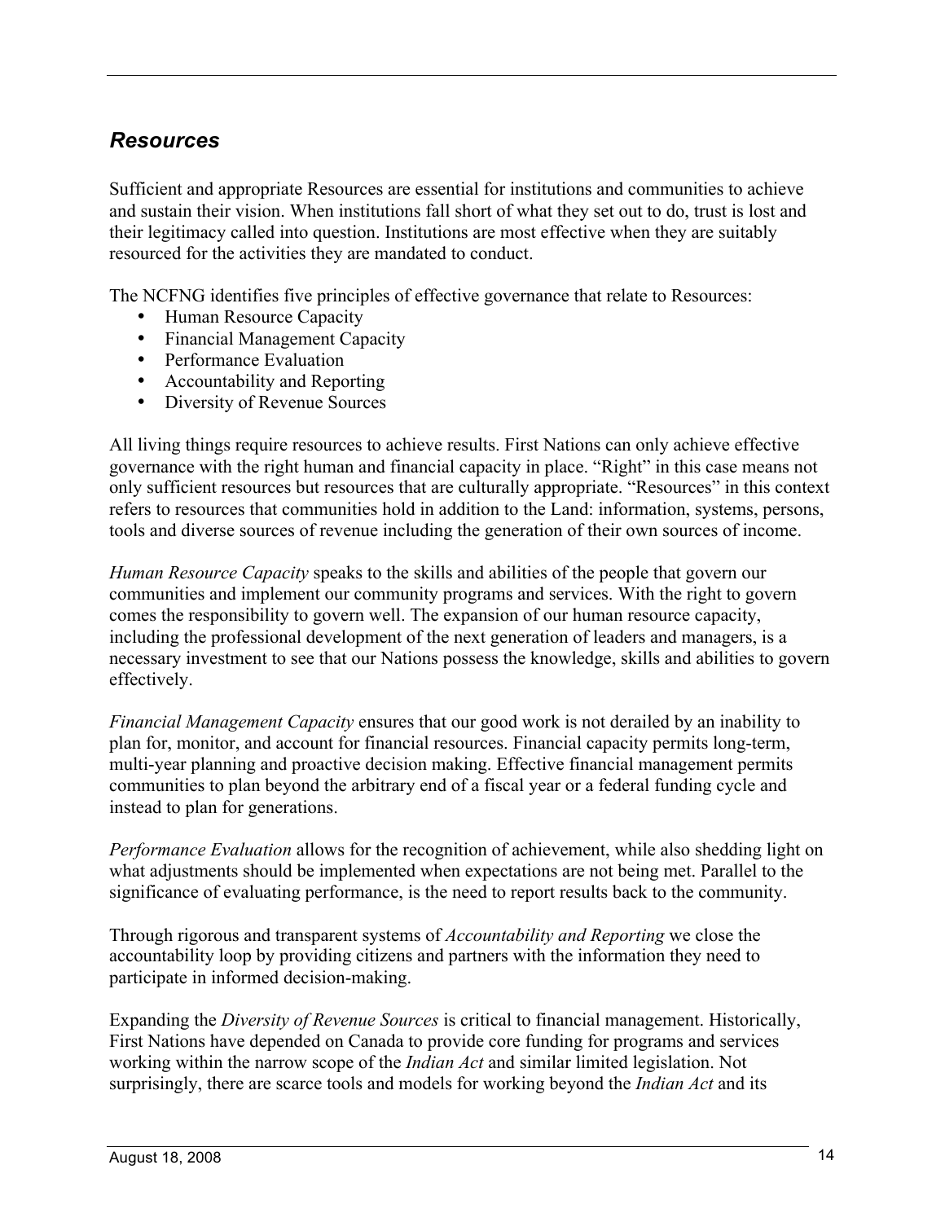## *Resources*

Sufficient and appropriate Resources are essential for institutions and communities to achieve and sustain their vision. When institutions fall short of what they set out to do, trust is lost and their legitimacy called into question. Institutions are most effective when they are suitably resourced for the activities they are mandated to conduct.

The NCFNG identifies five principles of effective governance that relate to Resources:

- Human Resource Capacity
- Financial Management Capacity
- Performance Evaluation
- Accountability and Reporting
- Diversity of Revenue Sources

All living things require resources to achieve results. First Nations can only achieve effective governance with the right human and financial capacity in place. "Right" in this case means not only sufficient resources but resources that are culturally appropriate. "Resources" in this context refers to resources that communities hold in addition to the Land: information, systems, persons, tools and diverse sources of revenue including the generation of their own sources of income.

*Human Resource Capacity* speaks to the skills and abilities of the people that govern our communities and implement our community programs and services. With the right to govern comes the responsibility to govern well. The expansion of our human resource capacity, including the professional development of the next generation of leaders and managers, is a necessary investment to see that our Nations possess the knowledge, skills and abilities to govern effectively.

*Financial Management Capacity* ensures that our good work is not derailed by an inability to plan for, monitor, and account for financial resources. Financial capacity permits long-term, multi-year planning and proactive decision making. Effective financial management permits communities to plan beyond the arbitrary end of a fiscal year or a federal funding cycle and instead to plan for generations.

*Performance Evaluation* allows for the recognition of achievement, while also shedding light on what adjustments should be implemented when expectations are not being met. Parallel to the significance of evaluating performance, is the need to report results back to the community.

Through rigorous and transparent systems of *Accountability and Reporting* we close the accountability loop by providing citizens and partners with the information they need to participate in informed decision-making.

Expanding the *Diversity of Revenue Sources* is critical to financial management. Historically, First Nations have depended on Canada to provide core funding for programs and services working within the narrow scope of the *Indian Act* and similar limited legislation. Not surprisingly, there are scarce tools and models for working beyond the *Indian Act* and its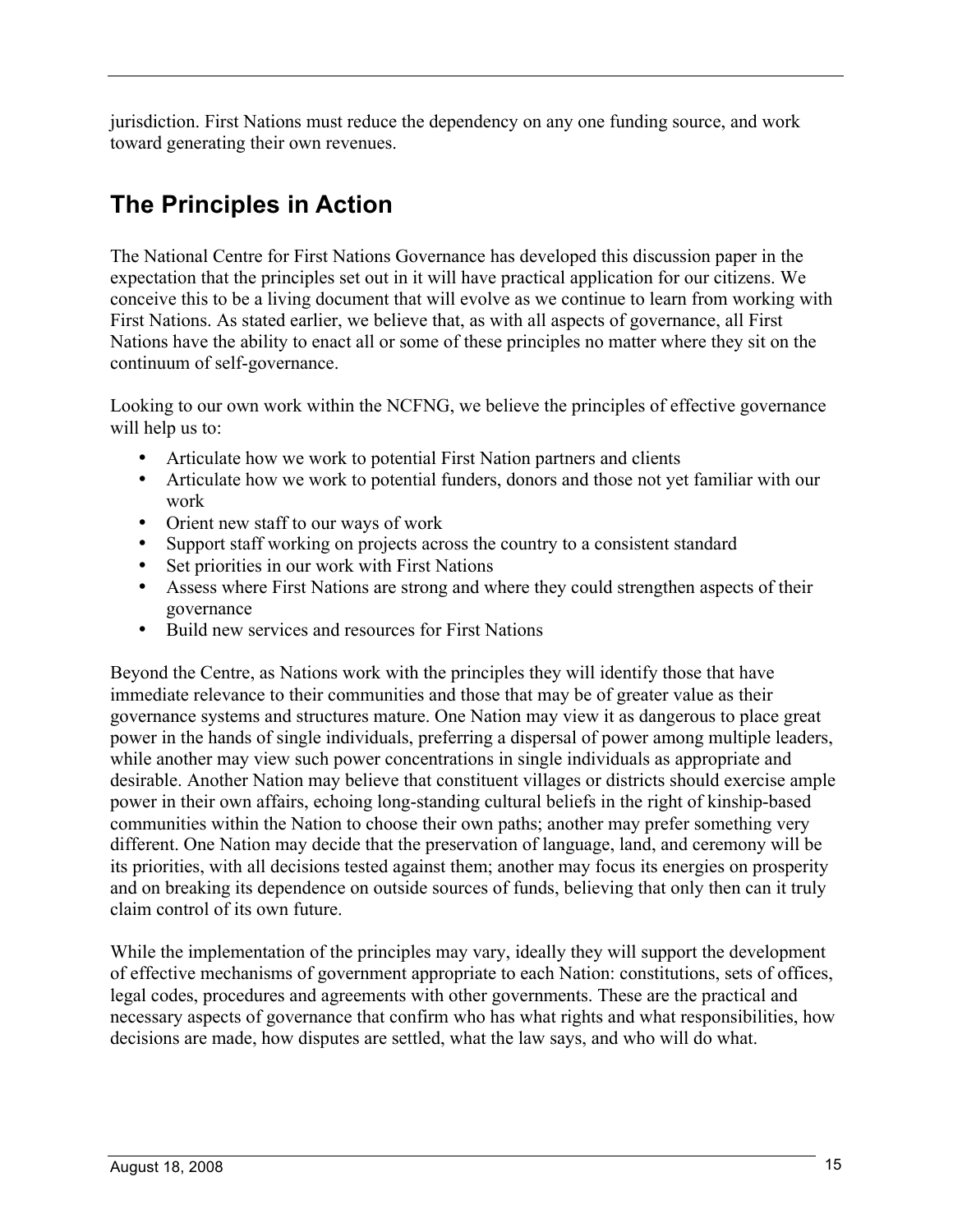jurisdiction. First Nations must reduce the dependency on any one funding source, and work toward generating their own revenues.

## The Principles in Action

The National Centre for First Nations Governance has developed this discussion paper in the expectation that the principles set out in it will have practical application for our citizens. We conceive this to be a living document that will evolve as we continue to learn from working with First Nations. As stated earlier, we believe that, as with all aspects of governance, all First Nations have the ability to enact all or some of these principles no matter where they sit on the continuum of self-governance.

Looking to our own work within the NCFNG, we believe the principles of effective governance will help us to:

- Articulate how we work to potential First Nation partners and clients
- Articulate how we work to potential funders, donors and those not yet familiar with our work
- Orient new staff to our ways of work
- Support staff working on projects across the country to a consistent standard
- Set priorities in our work with First Nations
- Assess where First Nations are strong and where they could strengthen aspects of their governance
- Build new services and resources for First Nations

Beyond the Centre, as Nations work with the principles they will identify those that have immediate relevance to their communities and those that may be of greater value as their governance systems and structures mature. One Nation may view it as dangerous to place great power in the hands of single individuals, preferring a dispersal of power among multiple leaders, while another may view such power concentrations in single individuals as appropriate and desirable. Another Nation may believe that constituent villages or districts should exercise ample power in their own affairs, echoing long-standing cultural beliefs in the right of kinship-based communities within the Nation to choose their own paths; another may prefer something very different. One Nation may decide that the preservation of language, land, and ceremony will be its priorities, with all decisions tested against them; another may focus its energies on prosperity and on breaking its dependence on outside sources of funds, believing that only then can it truly claim control of its own future.

While the implementation of the principles may vary, ideally they will support the development of effective mechanisms of government appropriate to each Nation: constitutions, sets of offices, legal codes, procedures and agreements with other governments. These are the practical and necessary aspects of governance that confirm who has what rights and what responsibilities, how decisions are made, how disputes are settled, what the law says, and who will do what.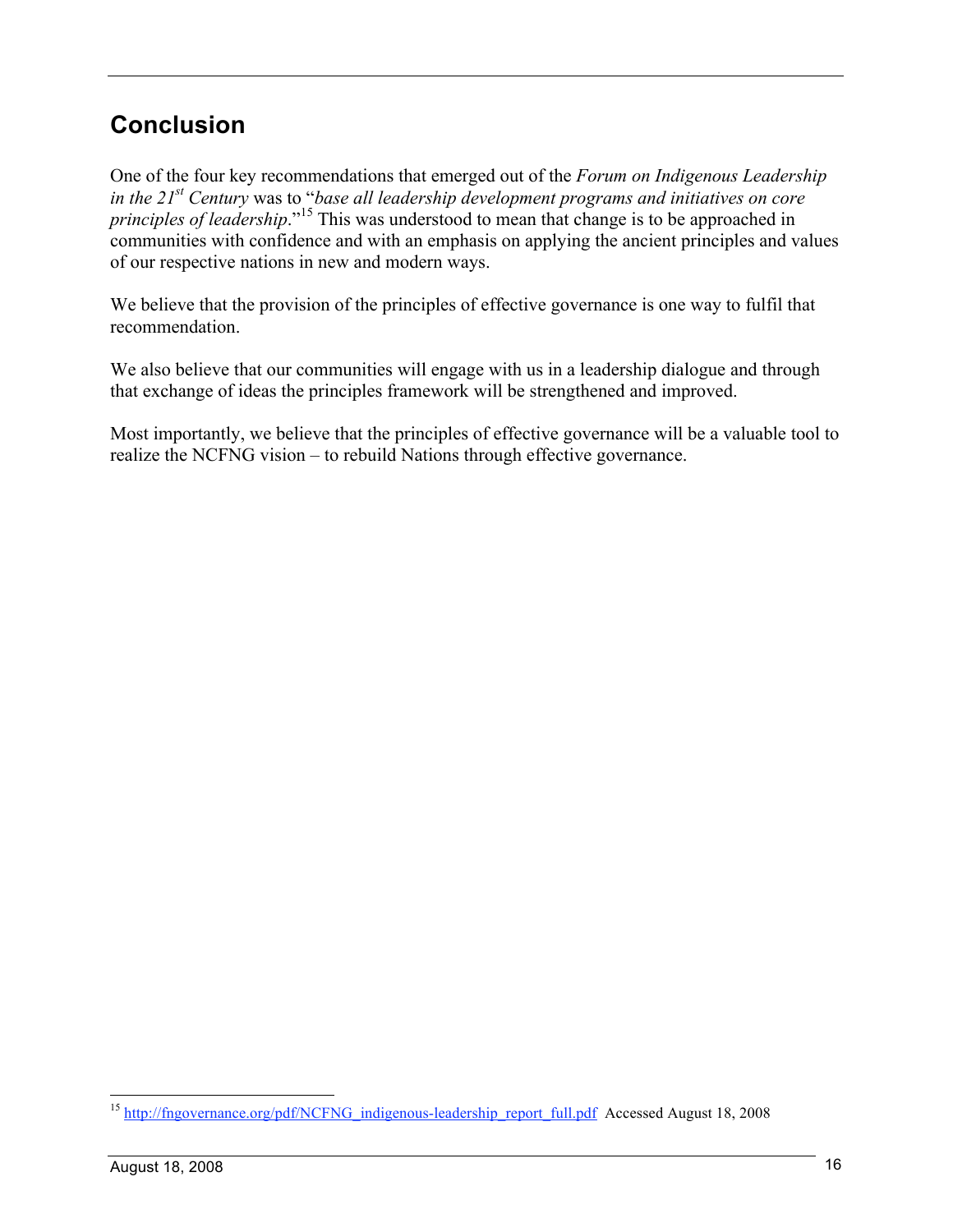## Conclusion

One of the four key recommendations that emerged out of the *Forum on Indigenous Leadership in the 21st Century* was to "*base all leadership development programs and initiatives on core principles of leadership*."[15] This was understood to mean that change is to be approached in communities with confidence and with an emphasis on applying the ancient principles and values of our respective nations in new and modern ways.

We believe that the provision of the principles of effective governance is one way to fulfil that recommendation.

We also believe that our communities will engage with us in a leadership dialogue and through that exchange of ideas the principles framework will be strengthened and improved.

Most importantly, we believe that the principles of effective governance will be a valuable tool to realize the NCFNG vision – to rebuild Nations through effective governance.

[15] http://fngovernance.org/pdf/NCFNG_indigenous-leadership_report_full.pdf Accessed August 18, 2008